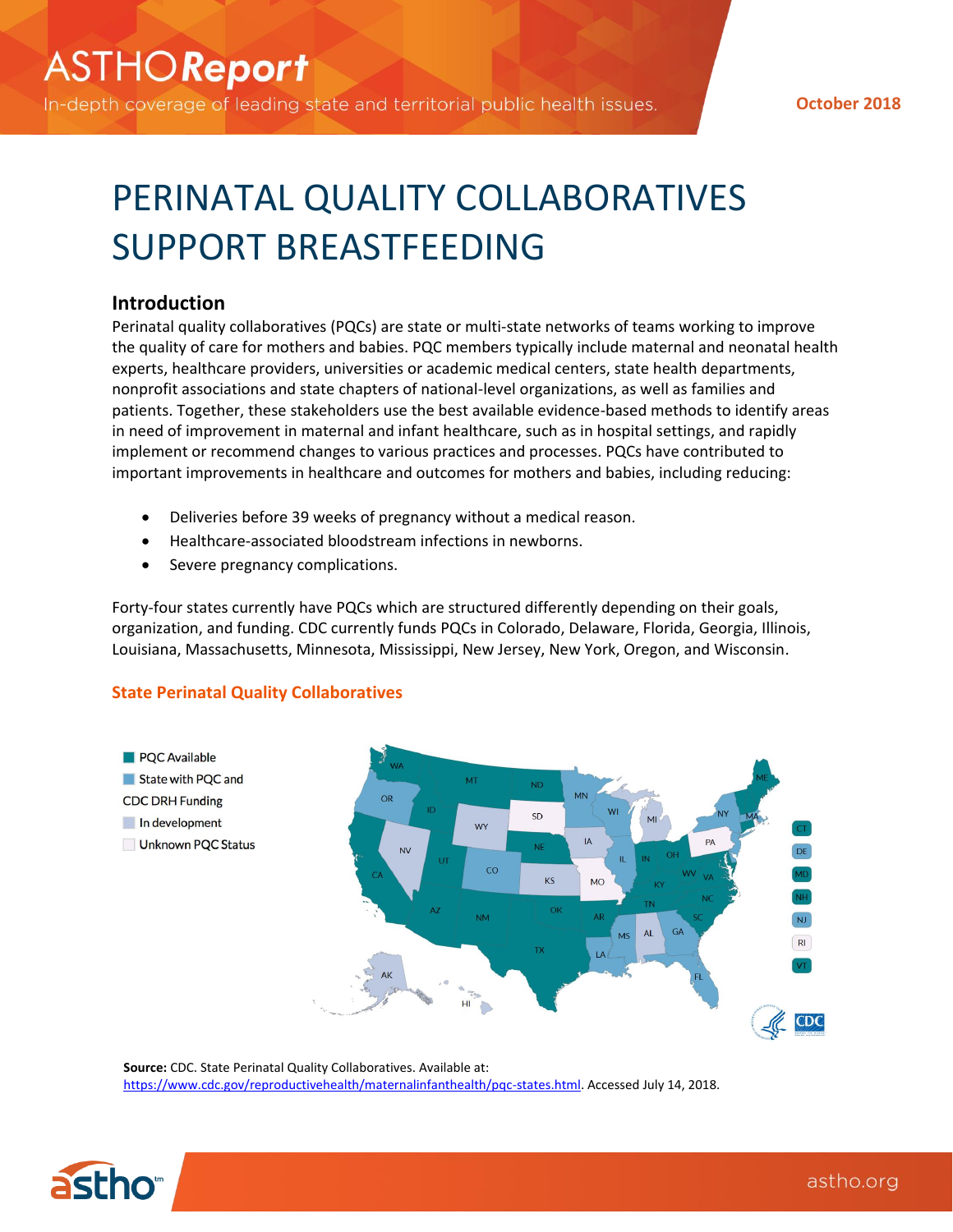# ASTHO Report

In-depth coverage of leading state and territorial public health issues.

October 2018

# PERINATAL QUALITY COLLABORATIVES SUPPORT BREASTFEEDING

## Introduction

Perinatal quality collaboratives (PQCs) are state or multi-state networks of teams working to improve the quality of care for mothers and babies. PQC members typically include maternal and neonatal health experts, healthcare providers, universities or academic medical centers, state health departments, nonprofit associations and state chapters of national-level organizations, as well as families and patients. Together, these stakeholders use the best available evidence-based methods to identify areas in need of improvement in maternal and infant healthcare, such as in hospital settings, and rapidly implement or recommend changes to various practices and processes. PQCs have contributed to important improvements in healthcare and outcomes for mothers and babies, including reducing:

- Deliveries before 39 weeks of pregnancy without a medical reason.
- Healthcare-associated bloodstream infections in newborns.
- Severe pregnancy complications.

Forty-four states currently have PQCs which are structured differently depending on their goals, organization, and funding. CDC currently funds PQCs in Colorado, Delaware, Florida, Georgia, Illinois, Louisiana, Massachusetts, Minnesota, Mississippi, New Jersey, New York, Oregon, and Wisconsin.

### State Perinatal Quality Collaboratives

- PQC Available
- State with PQC and CDC DRH Funding
- In development
- Unknown PQC Status

**Source:** CDC. State Perinatal Quality Collaboratives. Available at: https://www.cdc.gov/reproductivehealth/maternalinfanthealth/pqc-states.html. Accessed July 14, 2018.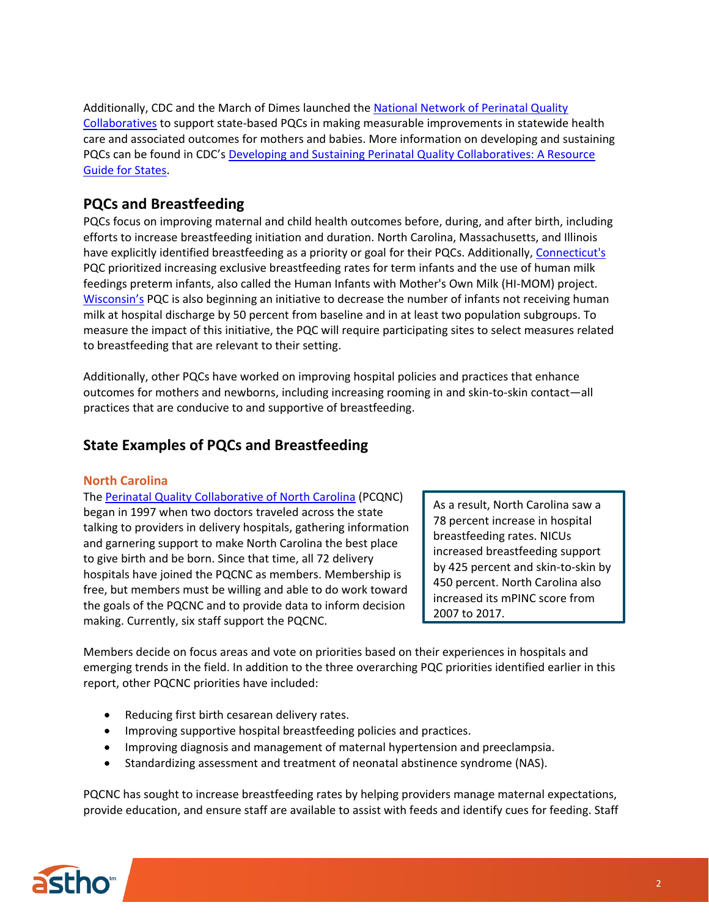Additionally, CDC and the March of Dimes launched the National Network of Perinatal Quality Collaboratives to support state-based PQCs in making measurable improvements in statewide health care and associated outcomes for mothers and babies. More information on developing and sustaining PQCs can be found in CDC's Developing and Sustaining Perinatal Quality Collaboratives: A Resource Guide for States.

## PQCs and Breastfeeding

PQCs focus on improving maternal and child health outcomes before, during, and after birth, including efforts to increase breastfeeding initiation and duration. North Carolina, Massachusetts, and Illinois have explicitly identified breastfeeding as a priority or goal for their PQCs. Additionally, Connecticut's PQC prioritized increasing exclusive breastfeeding rates for term infants and the use of human milk feedings preterm infants, also called the Human Infants with Mother's Own Milk (HI-MOM) project. Wisconsin's PQC is also beginning an initiative to decrease the number of infants not receiving human milk at hospital discharge by 50 percent from baseline and in at least two population subgroups. To measure the impact of this initiative, the PQC will require participating sites to select measures related to breastfeeding that are relevant to their setting.

Additionally, other PQCs have worked on improving hospital policies and practices that enhance outcomes for mothers and newborns, including increasing rooming in and skin-to-skin contact—all practices that are conducive to and supportive of breastfeeding.

## State Examples of PQCs and Breastfeeding

### North Carolina

The Perinatal Quality Collaborative of North Carolina (PCQNC) began in 1997 when two doctors traveled across the state talking to providers in delivery hospitals, gathering information and garnering support to make North Carolina the best place to give birth and be born. Since that time, all 72 delivery hospitals have joined the PQCNC as members. Membership is free, but members must be willing and able to do work toward the goals of the PQCNC and to provide data to inform decision making. Currently, six staff support the PQCNC.

> As a result, North Carolina saw a 78 percent increase in hospital breastfeeding rates. NICUs increased breastfeeding support by 425 percent and skin-to-skin by 450 percent. North Carolina also increased its mPINC score from 2007 to 2017.

Members decide on focus areas and vote on priorities based on their experiences in hospitals and emerging trends in the field. In addition to the three overarching PQC priorities identified earlier in this report, other PQCNC priorities have included:

- Reducing first birth cesarean delivery rates.
- Improving supportive hospital breastfeeding policies and practices.
- Improving diagnosis and management of maternal hypertension and preeclampsia.
- Standardizing assessment and treatment of neonatal abstinence syndrome (NAS).

PQCNC has sought to increase breastfeeding rates by helping providers manage maternal expectations, provide education, and ensure staff are available to assist with feeds and identify cues for feeding. Staff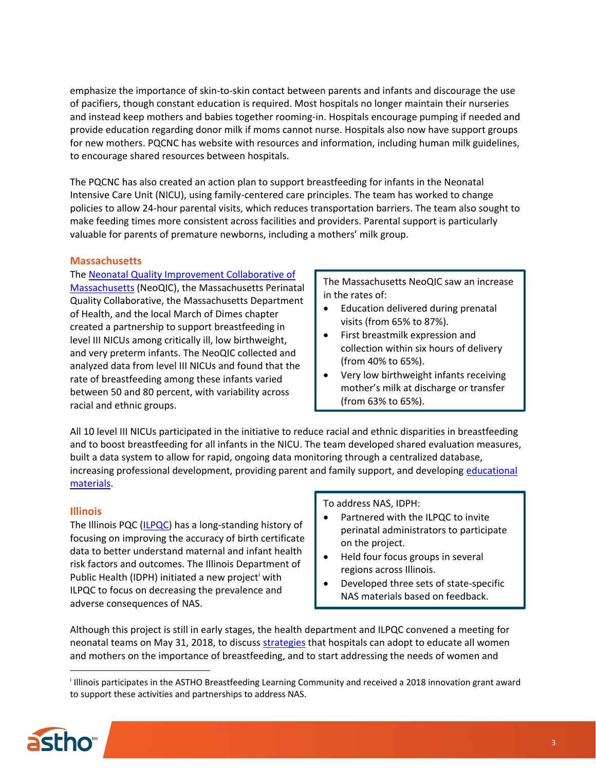emphasize the importance of skin-to-skin contact between parents and infants and discourage the use of pacifiers, though constant education is required. Most hospitals no longer maintain their nurseries and instead keep mothers and babies together rooming-in. Hospitals encourage pumping if needed and provide education regarding donor milk if moms cannot nurse. Hospitals also now have support groups for new mothers. PQCNC has website with resources and information, including human milk guidelines, to encourage shared resources between hospitals.

The PQCNC has also created an action plan to support breastfeeding for infants in the Neonatal Intensive Care Unit (NICU), using family-centered care principles. The team has worked to change policies to allow 24-hour parental visits, which reduces transportation barriers. The team also sought to make feeding times more consistent across facilities and providers. Parental support is particularly valuable for parents of premature newborns, including a mothers' milk group.

## Massachusetts

The Neonatal Quality Improvement Collaborative of Massachusetts (NeoQIC), the Massachusetts Perinatal Quality Collaborative, the Massachusetts Department of Health, and the local March of Dimes chapter created a partnership to support breastfeeding in level III NICUs among critically ill, low birthweight, and very preterm infants. The NeoQIC collected and analyzed data from level III NICUs and found that the rate of breastfeeding among these infants varied between 50 and 80 percent, with variability across racial and ethnic groups.

> The Massachusetts NeoQIC saw an increase in the rates of:
> - Education delivered during prenatal visits (from 65% to 87%).
> - First breastmilk expression and collection within six hours of delivery (from 40% to 65%).
> - Very low birthweight infants receiving mother's milk at discharge or transfer (from 63% to 65%).

All 10 level III NICUs participated in the initiative to reduce racial and ethnic disparities in breastfeeding and to boost breastfeeding for all infants in the NICU. The team developed shared evaluation measures, built a data system to allow for rapid, ongoing data monitoring through a centralized database, increasing professional development, providing parent and family support, and developing educational materials.

## Illinois

The Illinois PQC (ILPQC) has a long-standing history of focusing on improving the accuracy of birth certificate data to better understand maternal and infant health risk factors and outcomes. The Illinois Department of Public Health (IDPH) initiated a new project[i] with ILPQC to focus on decreasing the prevalence and adverse consequences of NAS.

> To address NAS, IDPH:
> - Partnered with the ILPQC to invite perinatal administrators to participate on the project.
> - Held four focus groups in several regions across Illinois.
> - Developed three sets of state-specific NAS materials based on feedback.

Although this project is still in early stages, the health department and ILPQC convened a meeting for neonatal teams on May 31, 2018, to discuss strategies that hospitals can adopt to educate all women and mothers on the importance of breastfeeding, and to start addressing the needs of women and

---

[i] Illinois participates in the ASTHO Breastfeeding Learning Community and received a 2018 innovation grant award to support these activities and partnerships to address NAS.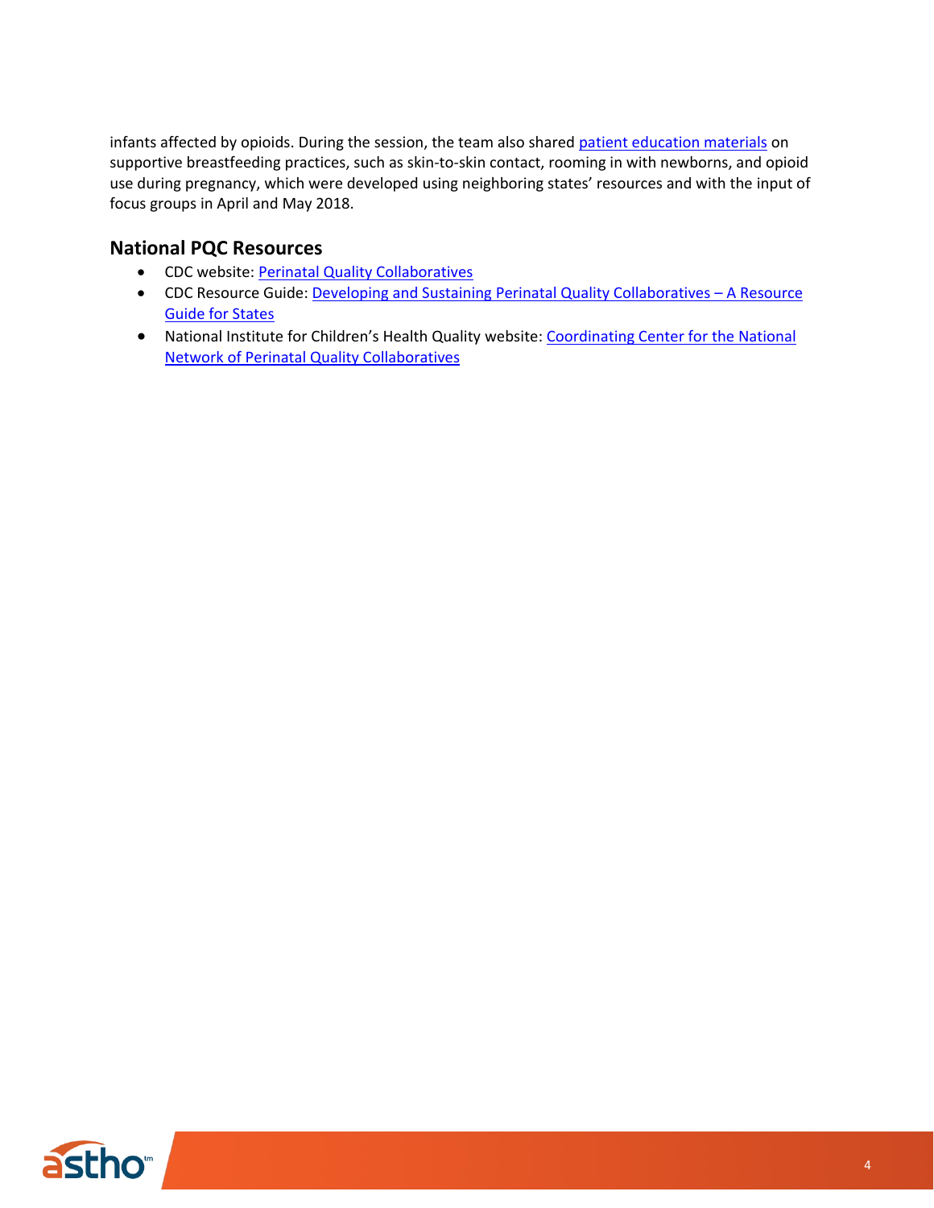infants affected by opioids. During the session, the team also shared patient education materials on supportive breastfeeding practices, such as skin-to-skin contact, rooming in with newborns, and opioid use during pregnancy, which were developed using neighboring states' resources and with the input of focus groups in April and May 2018.

## National PQC Resources

- CDC website: Perinatal Quality Collaboratives
- CDC Resource Guide: Developing and Sustaining Perinatal Quality Collaboratives – A Resource Guide for States
- National Institute for Children's Health Quality website: Coordinating Center for the National Network of Perinatal Quality Collaboratives